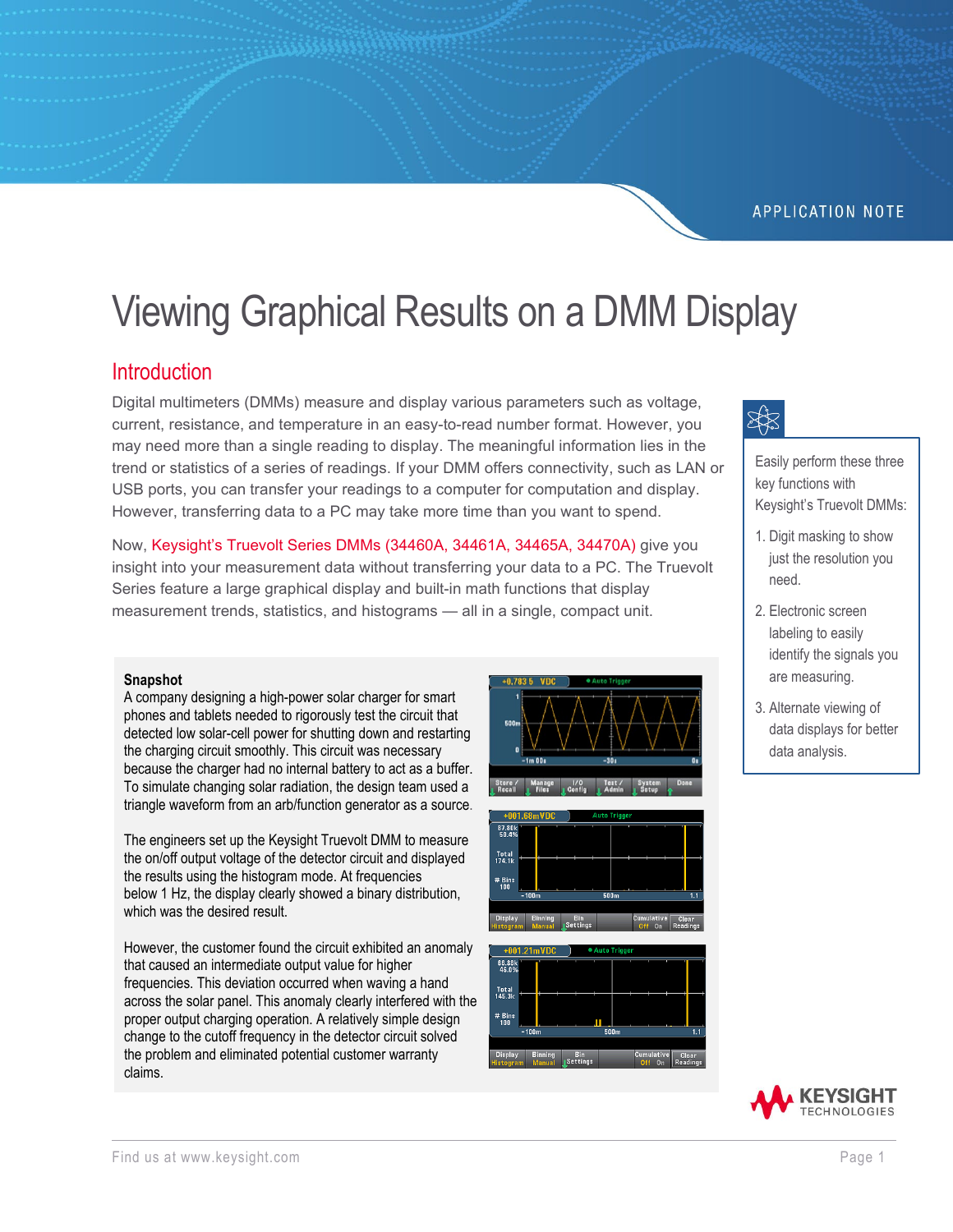APPLICATION NOTE

# Viewing Graphical Results on a DMM Display

## Introduction

Digital multimeters (DMMs) measure and display various parameters such as voltage, current, resistance, and temperature in an easy-to-read number format. However, you may need more than a single reading to display. The meaningful information lies in the trend or statistics of a series of readings. If your DMM offers connectivity, such as LAN or USB ports, you can transfer your readings to a computer for computation and display. However, transferring data to a PC may take more time than you want to spend.

Now, Keysight's Truevolt Series DMMs (34460A, 34461A, 34465A, 34470A) give you insight into your measurement data without transferring your data to a PC. The Truevolt Series feature a large graphical display and built-in math functions that display measurement trends, statistics, and histograms — all in a single, compact unit.

Easily perform these three key functions with Keysight's Truevolt DMMs:

1. Digit masking to show just the resolution you need.
2. Electronic screen labeling to easily identify the signals you are measuring.
3. Alternate viewing of data displays for better data analysis.

**Snapshot**

A company designing a high-power solar charger for smart phones and tablets needed to rigorously test the circuit that detected low solar-cell power for shutting down and restarting the charging circuit smoothly. This circuit was necessary because the charger had no internal battery to act as a buffer. To simulate changing solar radiation, the design team used a triangle waveform from an arb/function generator as a source.

The engineers set up the Keysight Truevolt DMM to measure the on/off output voltage of the detector circuit and displayed the results using the histogram mode. At frequencies below 1 Hz, the display clearly showed a binary distribution, which was the desired result.

However, the customer found the circuit exhibited an anomaly that caused an intermediate output value for higher frequencies. This deviation occurred when waving a hand across the solar panel. This anomaly clearly interfered with the proper output charging operation. A relatively simple design change to the cutoff frequency in the detector circuit solved the problem and eliminated potential customer warranty claims.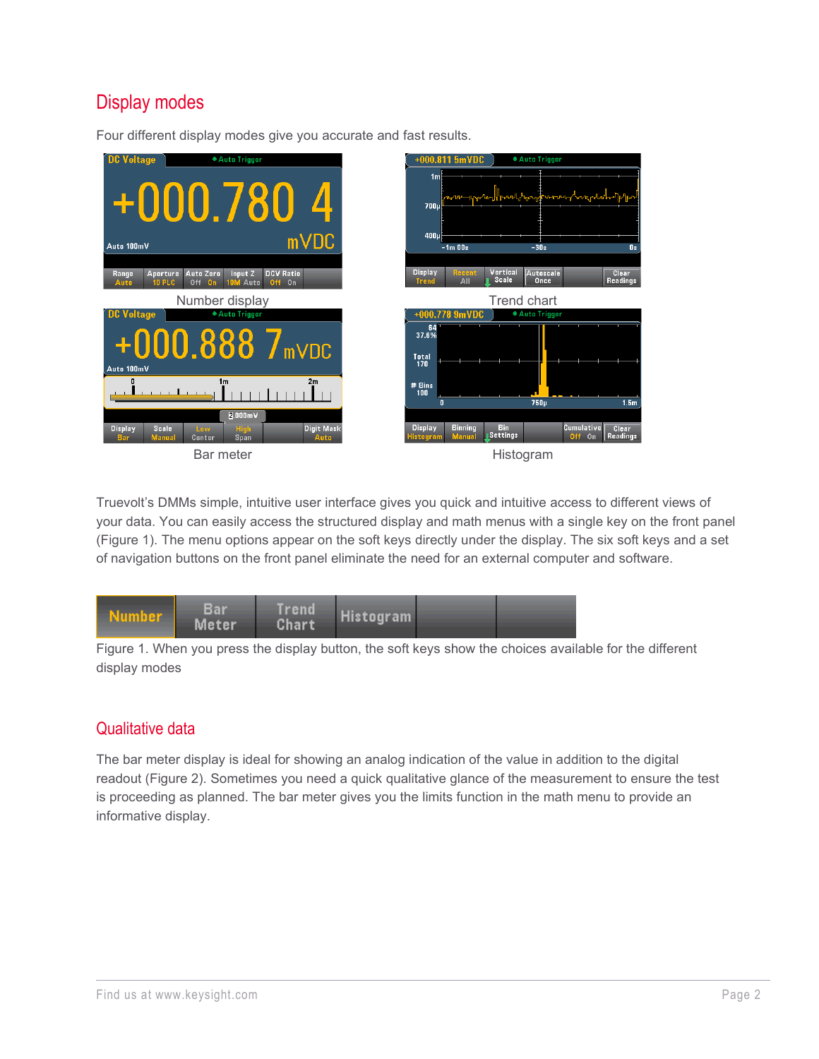## Display modes

Four different display modes give you accurate and fast results.

Number display

Trend chart

Bar meter

Histogram

Truevolt's DMMs simple, intuitive user interface gives you quick and intuitive access to different views of your data. You can easily access the structured display and math menus with a single key on the front panel (Figure 1). The menu options appear on the soft keys directly under the display. The six soft keys and a set of navigation buttons on the front panel eliminate the need for an external computer and software.

Figure 1. When you press the display button, the soft keys show the choices available for the different display modes

## Qualitative data

The bar meter display is ideal for showing an analog indication of the value in addition to the digital readout (Figure 2). Sometimes you need a quick qualitative glance of the measurement to ensure the test is proceeding as planned. The bar meter gives you the limits function in the math menu to provide an informative display.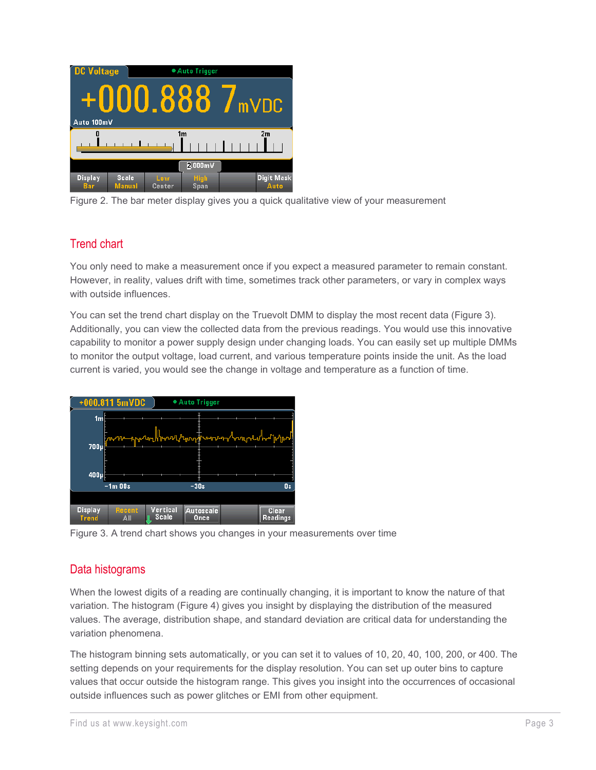Figure 2. The bar meter display gives you a quick qualitative view of your measurement

## Trend chart

You only need to make a measurement once if you expect a measured parameter to remain constant. However, in reality, values drift with time, sometimes track other parameters, or vary in complex ways with outside influences.

You can set the trend chart display on the Truevolt DMM to display the most recent data (Figure 3). Additionally, you can view the collected data from the previous readings. You would use this innovative capability to monitor a power supply design under changing loads. You can easily set up multiple DMMs to monitor the output voltage, load current, and various temperature points inside the unit. As the load current is varied, you would see the change in voltage and temperature as a function of time.

Figure 3. A trend chart shows you changes in your measurements over time

## Data histograms

When the lowest digits of a reading are continually changing, it is important to know the nature of that variation. The histogram (Figure 4) gives you insight by displaying the distribution of the measured values. The average, distribution shape, and standard deviation are critical data for understanding the variation phenomena.

The histogram binning sets automatically, or you can set it to values of 10, 20, 40, 100, 200, or 400. The setting depends on your requirements for the display resolution. You can set up outer bins to capture values that occur outside the histogram range. This gives you insight into the occurrences of occasional outside influences such as power glitches or EMI from other equipment.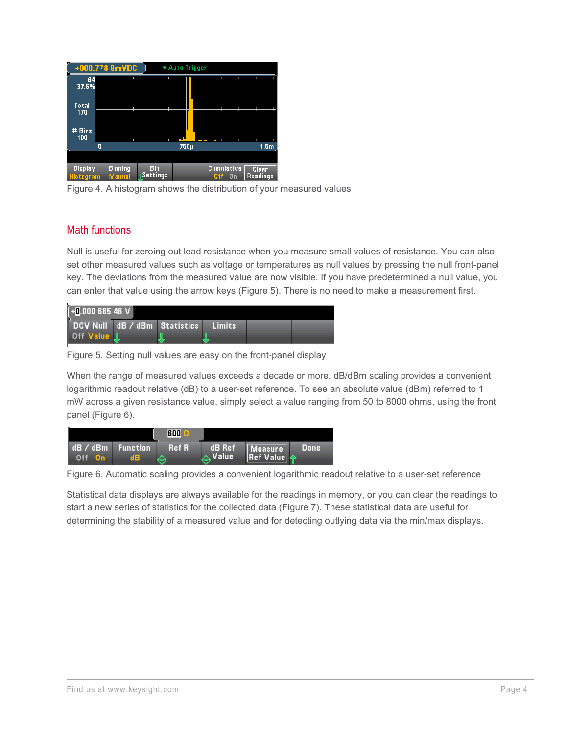Figure 4. A histogram shows the distribution of your measured values

## Math functions

Null is useful for zeroing out lead resistance when you measure small values of resistance. You can also set other measured values such as voltage or temperatures as null values by pressing the null front-panel key. The deviations from the measured value are now visible. If you have predetermined a null value, you can enter that value using the arrow keys (Figure 5). There is no need to make a measurement first.

Figure 5. Setting null values are easy on the front-panel display

When the range of measured values exceeds a decade or more, dB/dBm scaling provides a convenient logarithmic readout relative (dB) to a user-set reference. To see an absolute value (dBm) referred to 1 mW across a given resistance value, simply select a value ranging from 50 to 8000 ohms, using the front panel (Figure 6).

Figure 6. Automatic scaling provides a convenient logarithmic readout relative to a user-set reference

Statistical data displays are always available for the readings in memory, or you can clear the readings to start a new series of statistics for the collected data (Figure 7). These statistical data are useful for determining the stability of a measured value and for detecting outlying data via the min/max displays.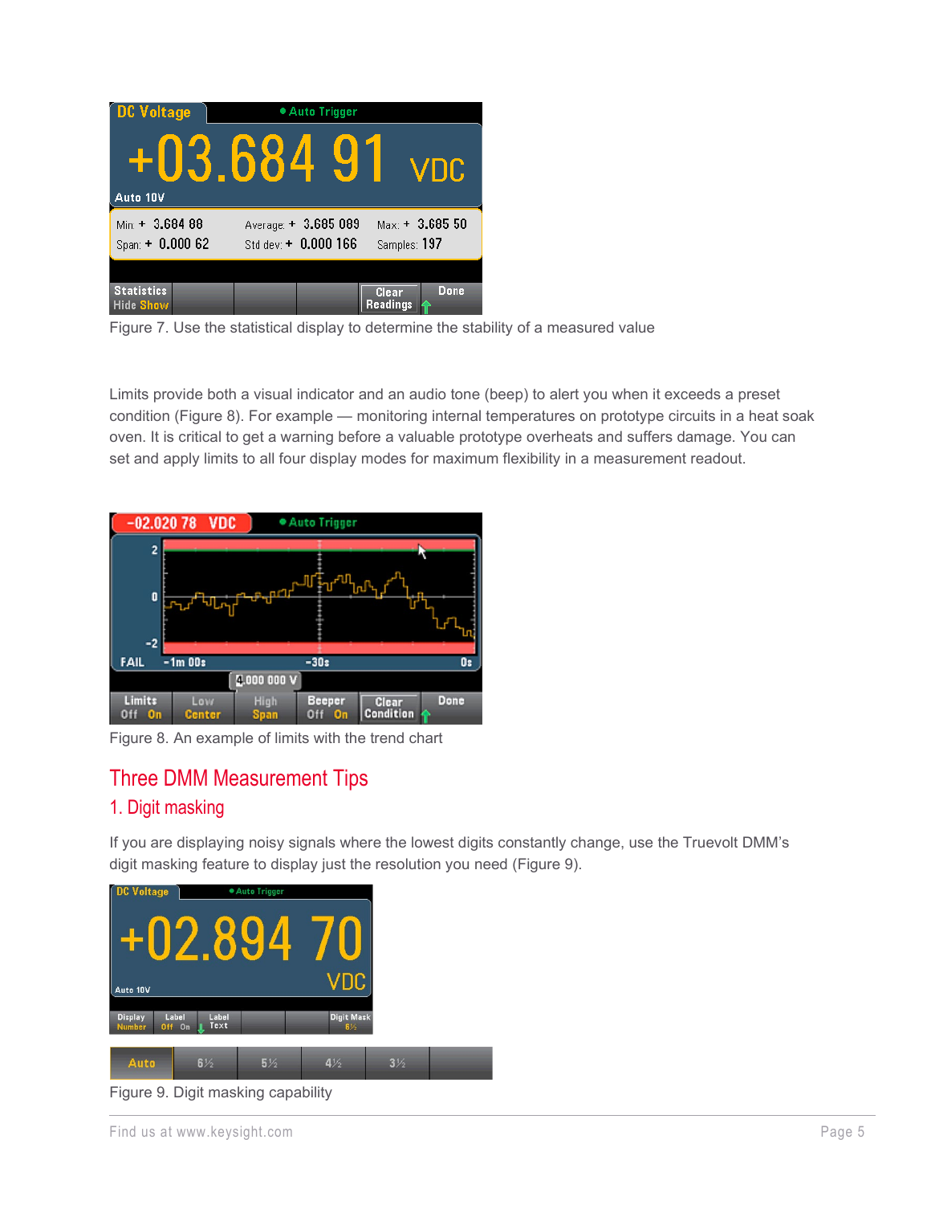Figure 7. Use the statistical display to determine the stability of a measured value

Limits provide both a visual indicator and an audio tone (beep) to alert you when it exceeds a preset condition (Figure 8). For example — monitoring internal temperatures on prototype circuits in a heat soak oven. It is critical to get a warning before a valuable prototype overheats and suffers damage. You can set and apply limits to all four display modes for maximum flexibility in a measurement readout.

Figure 8. An example of limits with the trend chart

# Three DMM Measurement Tips

## 1. Digit masking

If you are displaying noisy signals where the lowest digits constantly change, use the Truevolt DMM's digit masking feature to display just the resolution you need (Figure 9).

Figure 9. Digit masking capability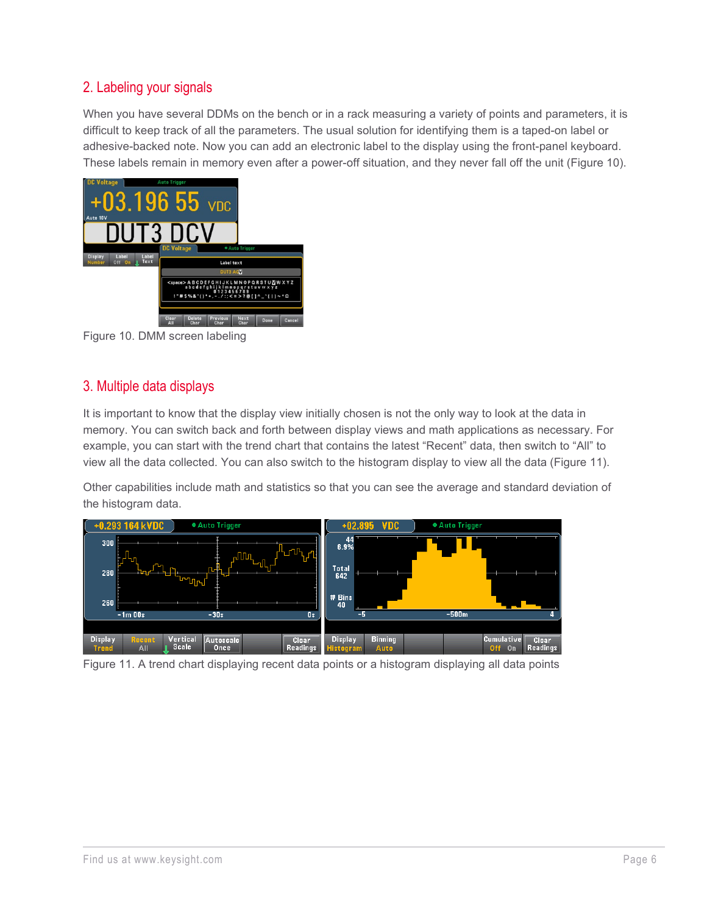## 2. Labeling your signals

When you have several DDMs on the bench or in a rack measuring a variety of points and parameters, it is difficult to keep track of all the parameters. The usual solution for identifying them is a taped-on label or adhesive-backed note. Now you can add an electronic label to the display using the front-panel keyboard. These labels remain in memory even after a power-off situation, and they never fall off the unit (Figure 10).

Figure 10. DMM screen labeling

## 3. Multiple data displays

It is important to know that the display view initially chosen is not the only way to look at the data in memory. You can switch back and forth between display views and math applications as necessary. For example, you can start with the trend chart that contains the latest "Recent" data, then switch to "All" to view all the data collected. You can also switch to the histogram display to view all the data (Figure 11).

Other capabilities include math and statistics so that you can see the average and standard deviation of the histogram data.

Figure 11. A trend chart displaying recent data points or a histogram displaying all data points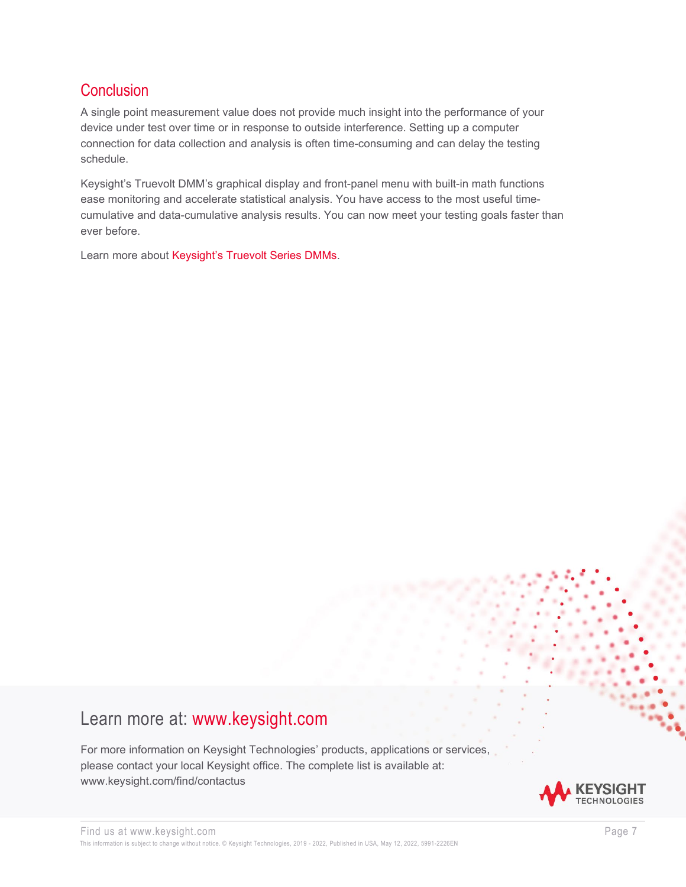## Conclusion

A single point measurement value does not provide much insight into the performance of your device under test over time or in response to outside interference. Setting up a computer connection for data collection and analysis is often time-consuming and can delay the testing schedule.

Keysight's Truevolt DMM's graphical display and front-panel menu with built-in math functions ease monitoring and accelerate statistical analysis. You have access to the most useful time-cumulative and data-cumulative analysis results. You can now meet your testing goals faster than ever before.

Learn more about Keysight's Truevolt Series DMMs.

## Learn more at: www.keysight.com

For more information on Keysight Technologies' products, applications or services, please contact your local Keysight office. The complete list is available at: www.keysight.com/find/contactus

KEYSIGHT TECHNOLOGIES

Find us at www.keysight.com

This information is subject to change without notice. © Keysight Technologies, 2019 - 2022, Published in USA, May 12, 2022, 5991-2226EN